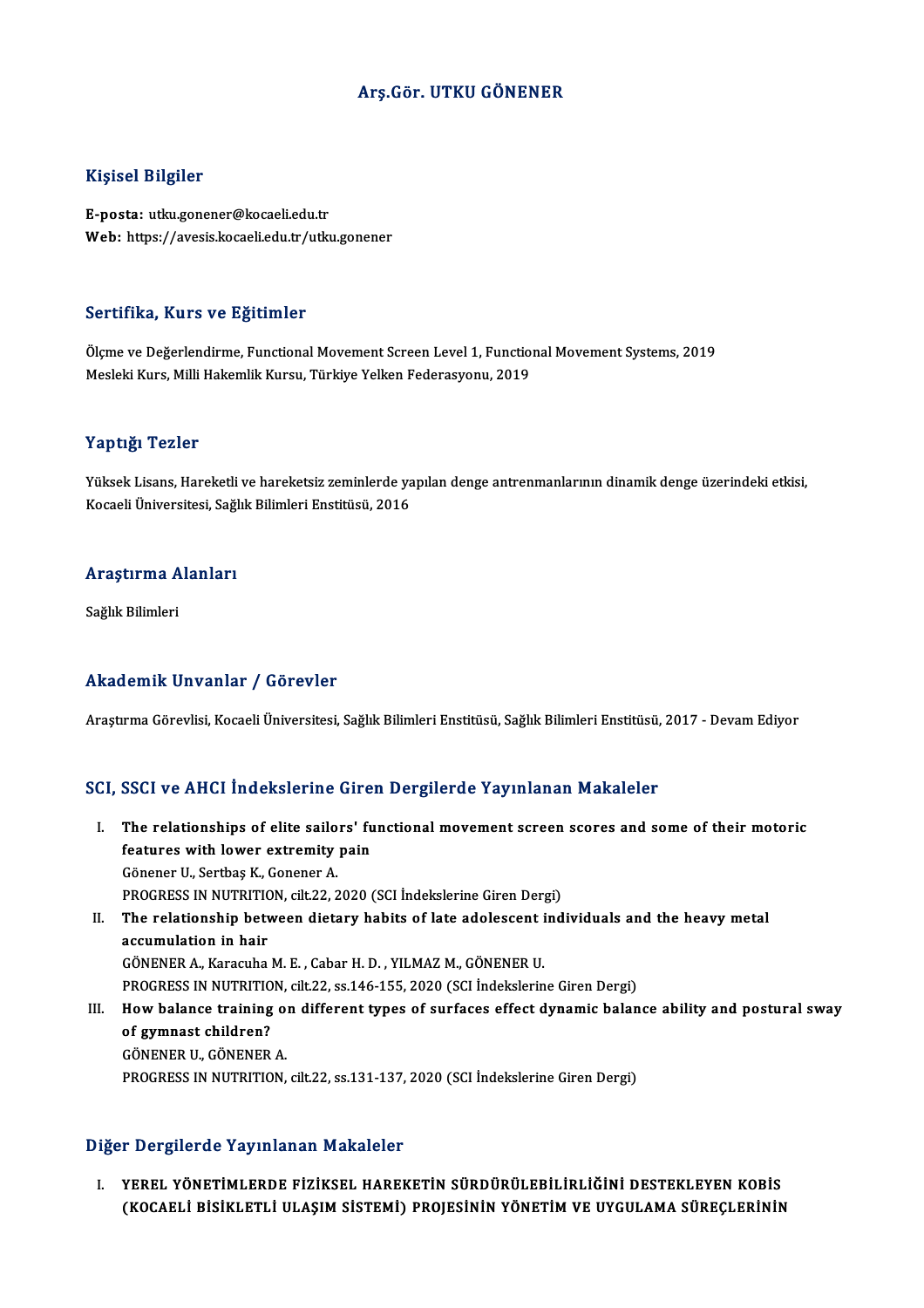# Arş.Gör. UTKU GÖNENER

## Kişisel Bilgiler

**E-posta:** utku.gonener@kocaeli.edu.tr
**Web:** https://avesis.kocaeli.edu.tr/utku.gonener

## Sertifika, Kurs ve Eğitimler

Ölçme ve Değerlendirme, Functional Movement Screen Level 1, Functional Movement Systems, 2019
Mesleki Kurs, Milli Hakemlik Kursu, Türkiye Yelken Federasyonu, 2019

## Yaptığı Tezler

Yüksek Lisans, Hareketli ve hareketsiz zeminlerde yapılan denge antrenmanlarının dinamik denge üzerindeki etkisi, Kocaeli Üniversitesi, Sağlık Bilimleri Enstitüsü, 2016

## Araştırma Alanları

Sağlık Bilimleri

## Akademik Unvanlar / Görevler

Araştırma Görevlisi, Kocaeli Üniversitesi, Sağlık Bilimleri Enstitüsü, Sağlık Bilimleri Enstitüsü, 2017 - Devam Ediyor

## SCI, SSCI ve AHCI İndekslerine Giren Dergilerde Yayınlanan Makaleler

I. **The relationships of elite sailors' functional movement screen scores and some of their motoric features with lower extremity pain**
   Gönener U., Sertbaş K., Gonener A.
   PROGRESS IN NUTRITION, cilt.22, 2020 (SCI İndekslerine Giren Dergi)

II. **The relationship between dietary habits of late adolescent individuals and the heavy metal accumulation in hair**
   GÖNENER A., Karacuha M. E. , Cabar H. D. , YILMAZ M., GÖNENER U.
   PROGRESS IN NUTRITION, cilt.22, ss.146-155, 2020 (SCI İndekslerine Giren Dergi)

III. **How balance training on different types of surfaces effect dynamic balance ability and postural sway of gymnast children?**
   GÖNENER U., GÖNENER A.
   PROGRESS IN NUTRITION, cilt.22, ss.131-137, 2020 (SCI İndekslerine Giren Dergi)

## Diğer Dergilerde Yayınlanan Makaleler

I. **YEREL YÖNETİMLERDE FİZİKSEL HAREKETİN SÜRDÜRÜLEBİLİRLİĞİNİ DESTEKLEYEN KOBİS (KOCAELİ BİSİKLETLİ ULAŞIM SİSTEMİ) PROJESİNİN YÖNETİM VE UYGULAMA SÜREÇLERİNİN**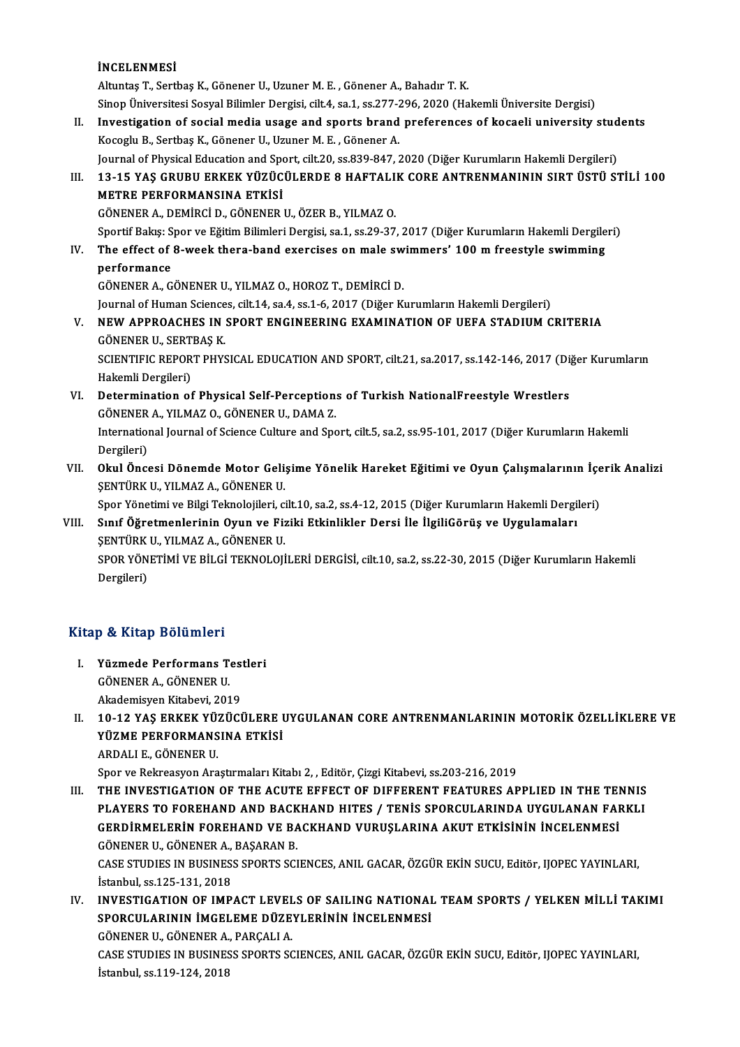İNCELENMESİ
Altuntaş T., Sertbaş K., Gönener U., Uzuner M. E. , Gönener A., Bahadır T. K.
Sinop Üniversitesi Sosyal Bilimler Dergisi, cilt.4, sa.1, ss.277-296, 2020 (Hakemli Üniversite Dergisi)

II. **Investigation of social media usage and sports brand preferences of kocaeli university students**
Kocoglu B., Sertbaş K., Gönener U., Uzuner M. E. , Gönener A.
Journal of Physical Education and Sport, cilt.20, ss.839-847, 2020 (Diğer Kurumların Hakemli Dergileri)

III. **13-15 YAŞ GRUBU ERKEK YÜZÜCÜLERDE 8 HAFTALIK CORE ANTRENMANININ SIRT ÜSTÜ STİLİ 100 METRE PERFORMANSINA ETKİSİ**
GÖNENER A., DEMİRCİ D., GÖNENER U., ÖZER B., YILMAZ O.
Sportif Bakış: Spor ve Eğitim Bilimleri Dergisi, sa.1, ss.29-37, 2017 (Diğer Kurumların Hakemli Dergileri)

IV. **The effect of 8-week thera-band exercises on male swimmers' 100 m freestyle swimming performance**
GÖNENER A., GÖNENER U., YILMAZ O., HOROZ T., DEMİRCİ D.
Journal of Human Sciences, cilt.14, sa.4, ss.1-6, 2017 (Diğer Kurumların Hakemli Dergileri)

V. **NEW APPROACHES IN SPORT ENGINEERING EXAMINATION OF UEFA STADIUM CRITERIA**
GÖNENER U., SERTBAŞ K.
SCIENTIFIC REPORT PHYSICAL EDUCATION AND SPORT, cilt.21, sa.2017, ss.142-146, 2017 (Diğer Kurumların Hakemli Dergileri)

VI. **Determination of Physical Self-Perceptions of Turkish NationalFreestyle Wrestlers**
GÖNENER A., YILMAZ O., GÖNENER U., DAMA Z.
International Journal of Science Culture and Sport, cilt.5, sa.2, ss.95-101, 2017 (Diğer Kurumların Hakemli Dergileri)

VII. **Okul Öncesi Dönemde Motor Gelişime Yönelik Hareket Eğitimi ve Oyun Çalışmalarının İçerik Analizi**
ŞENTÜRK U., YILMAZ A., GÖNENER U.
Spor Yönetimi ve Bilgi Teknolojileri, cilt.10, sa.2, ss.4-12, 2015 (Diğer Kurumların Hakemli Dergileri)

VIII. **Sınıf Öğretmenlerinin Oyun ve Fiziki Etkinlikler Dersi İle İlgiliGörüş ve Uygulamaları**
ŞENTÜRK U., YILMAZ A., GÖNENER U.
SPOR YÖNETİMİ VE BİLGİ TEKNOLOJİLERİ DERGİSİ, cilt.10, sa.2, ss.22-30, 2015 (Diğer Kurumların Hakemli Dergileri)

## Kitap & Kitap Bölümleri

I. **Yüzmede Performans Testleri**
GÖNENER A., GÖNENER U.
Akademisyen Kitabevi, 2019

II. **10-12 YAŞ ERKEK YÜZÜCÜLERE UYGULANAN CORE ANTRENMANLARININ MOTORİK ÖZELLİKLERE VE YÜZME PERFORMANSINA ETKİSİ**
ARDALI E., GÖNENER U.
Spor ve Rekreasyon Araştırmaları Kitabı 2, , Editör, Çizgi Kitabevi, ss.203-216, 2019

III. **THE INVESTIGATION OF THE ACUTE EFFECT OF DIFFERENT FEATURES APPLIED IN THE TENNIS PLAYERS TO FOREHAND AND BACKHAND HITES / TENİS SPORCULARINDA UYGULANAN FARKLI GERDİRMELERİN FOREHAND VE BACKHAND VURUŞLARINA AKUT ETKİSİNİN İNCELENMESİ**
GÖNENER U., GÖNENER A., BAŞARAN B.
CASE STUDIES IN BUSINESS SPORTS SCIENCES, ANIL GACAR, ÖZGÜR EKİN SUCU, Editör, IJOPEC YAYINLARI, İstanbul, ss.125-131, 2018

IV. **INVESTIGATION OF IMPACT LEVELS OF SAILING NATIONAL TEAM SPORTS / YELKEN MİLLİ TAKIMI SPORCULARININ İMGELEME DÜZEYLERİNİN İNCELENMESİ**
GÖNENER U., GÖNENER A., PARÇALI A.
CASE STUDIES IN BUSINESS SPORTS SCIENCES, ANIL GACAR, ÖZGÜR EKİN SUCU, Editör, IJOPEC YAYINLARI, İstanbul, ss.119-124, 2018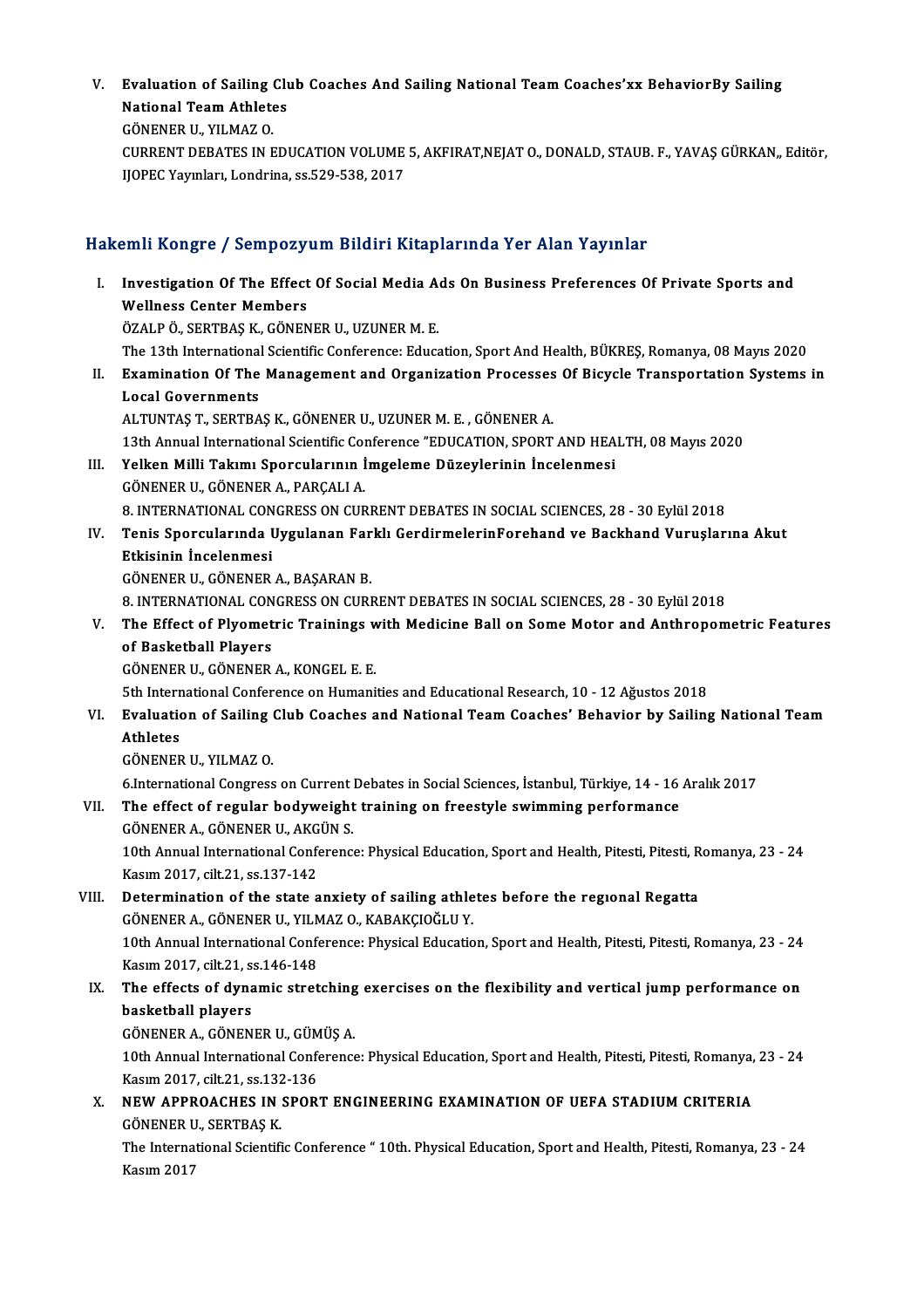V. **Evaluation of Sailing Club Coaches And Sailing National Team Coaches'xx BehaviorBy Sailing National Team Athletes**
GÖNENER U., YILMAZ O.
CURRENT DEBATES IN EDUCATION VOLUME 5, AKFIRAT,NEJAT O., DONALD, STAUB. F., YAVAŞ GÜRKAN,, Editör, IJOPEC Yayınları, Londrina, ss.529-538, 2017

## Hakemli Kongre / Sempozyum Bildiri Kitaplarında Yer Alan Yayınlar

I. **Investigation Of The Effect Of Social Media Ads On Business Preferences Of Private Sports and Wellness Center Members**
ÖZALP Ö., SERTBAŞ K., GÖNENER U., UZUNER M. E.
The 13th International Scientific Conference: Education, Sport And Health, BÜKREŞ, Romanya, 08 Mayıs 2020

II. **Examination Of The Management and Organization Processes Of Bicycle Transportation Systems in Local Governments**
ALTUNTAŞ T., SERTBAŞ K., GÖNENER U., UZUNER M. E. , GÖNENER A.
13th Annual International Scientific Conference "EDUCATION, SPORT AND HEALTH, 08 Mayıs 2020

III. **Yelken Milli Takımı Sporcularının İmgeleme Düzeylerinin İncelenmesi**
GÖNENER U., GÖNENER A., PARÇALI A.
8. INTERNATIONAL CONGRESS ON CURRENT DEBATES IN SOCIAL SCIENCES, 28 - 30 Eylül 2018

IV. **Tenis Sporcularında Uygulanan Farklı GerdirmelerinForehand ve Backhand Vuruşlarına Akut Etkisinin İncelenmesi**
GÖNENER U., GÖNENER A., BAŞARAN B.
8. INTERNATIONAL CONGRESS ON CURRENT DEBATES IN SOCIAL SCIENCES, 28 - 30 Eylül 2018

V. **The Effect of Plyometric Trainings with Medicine Ball on Some Motor and Anthropometric Features of Basketball Players**
GÖNENER U., GÖNENER A., KONGEL E. E.
5th International Conference on Humanities and Educational Research, 10 - 12 Ağustos 2018

VI. **Evaluation of Sailing Club Coaches and National Team Coaches' Behavior by Sailing National Team Athletes**
GÖNENER U., YILMAZ O.
6.International Congress on Current Debates in Social Sciences, İstanbul, Türkiye, 14 - 16 Aralık 2017

VII. **The effect of regular bodyweight training on freestyle swimming performance**
GÖNENER A., GÖNENER U., AKGÜN S.
10th Annual International Conference: Physical Education, Sport and Health, Pitesti, Pitesti, Romanya, 23 - 24 Kasım 2017, cilt.21, ss.137-142

VIII. **Determination of the state anxiety of sailing athletes before the regıonal Regatta**
GÖNENER A., GÖNENER U., YILMAZ O., KABAKÇIOĞLU Y.
10th Annual International Conference: Physical Education, Sport and Health, Pitesti, Pitesti, Romanya, 23 - 24 Kasım 2017, cilt.21, ss.146-148

IX. **The effects of dynamic stretching exercises on the flexibility and vertical jump performance on basketball players**
GÖNENER A., GÖNENER U., GÜMÜŞ A.
10th Annual International Conference: Physical Education, Sport and Health, Pitesti, Pitesti, Romanya, 23 - 24 Kasım 2017, cilt.21, ss.132-136

X. **NEW APPROACHES IN SPORT ENGINEERING EXAMINATION OF UEFA STADIUM CRITERIA**
GÖNENER U., SERTBAŞ K.
The International Scientific Conference " 10th. Physical Education, Sport and Health, Pitesti, Romanya, 23 - 24 Kasım 2017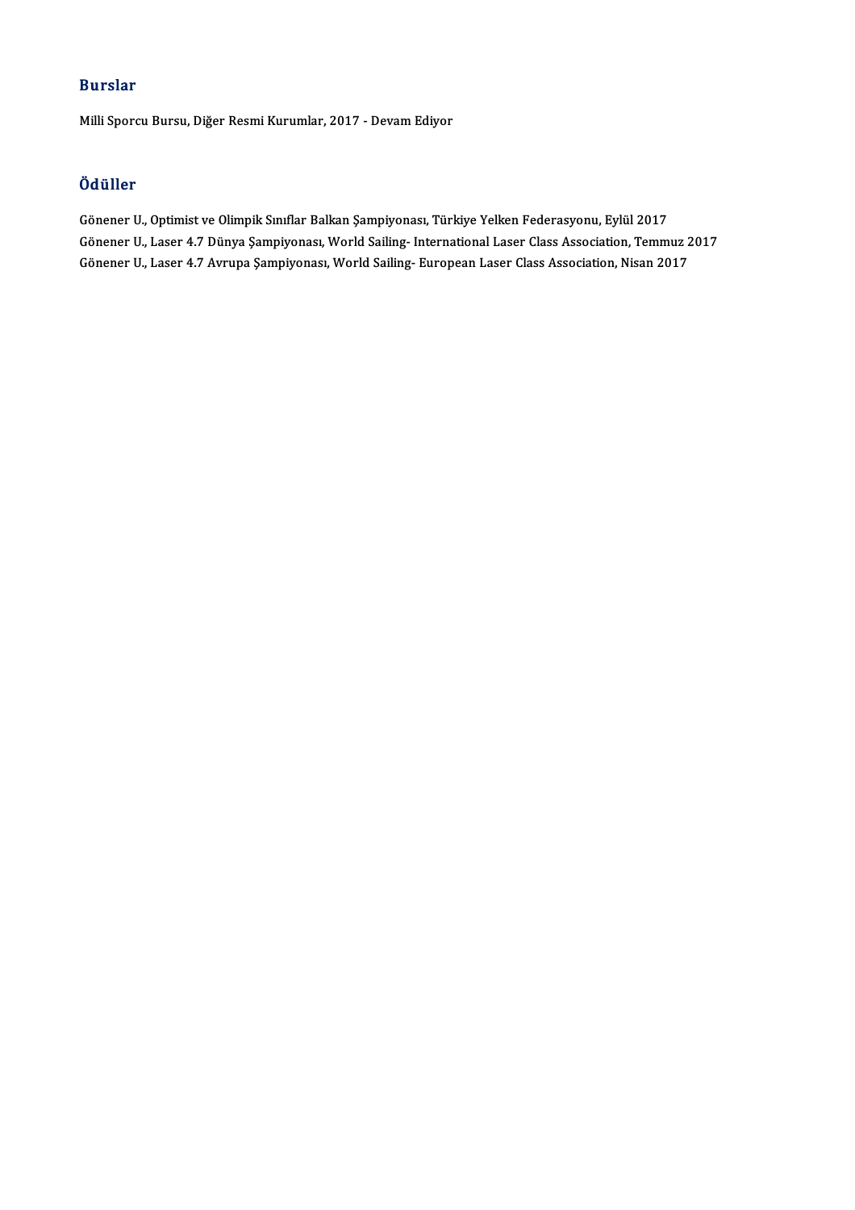## Burslar

Milli Sporcu Bursu, Diğer Resmi Kurumlar, 2017 - Devam Ediyor

## Ödüller

Gönener U., Optimist ve Olimpik Sınıflar Balkan Şampiyonası, Türkiye Yelken Federasyonu, Eylül 2017
Gönener U., Laser 4.7 Dünya Şampiyonası, World Sailing- International Laser Class Association, Temmuz 2017
Gönener U., Laser 4.7 Avrupa Şampiyonası, World Sailing- European Laser Class Association, Nisan 2017